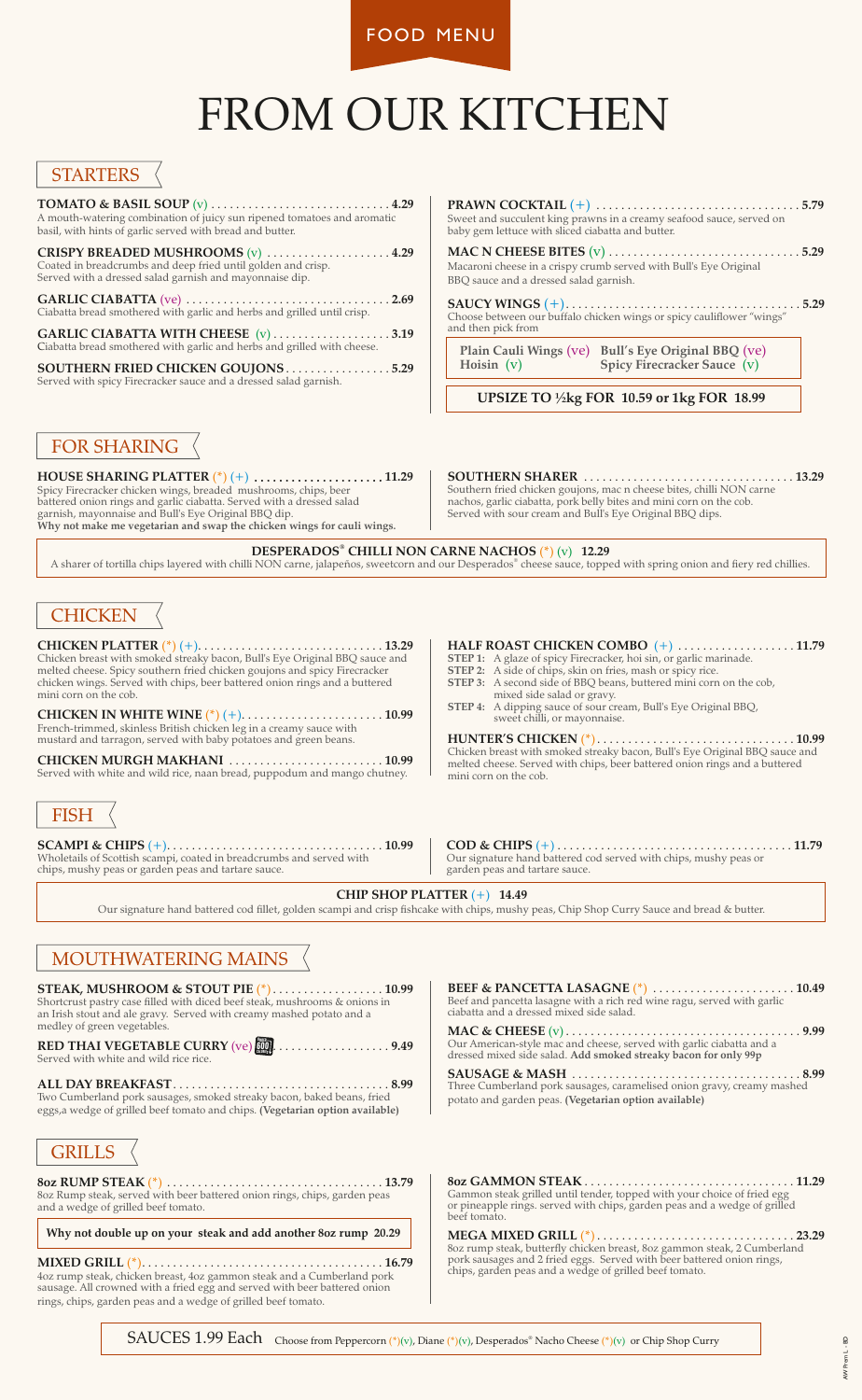FOOD MENU

# FROM OUR KITCHEN

## STARTERS

**TOMATO & BASIL SOUP** (v) .......... **4.29**
A mouth-watering combination of juicy sun ripened tomatoes and aromatic basil, with hints of garlic served with bread and butter.

**CRISPY BREADED MUSHROOMS** (v) .......... **4.29**
Coated in breadcrumbs and deep fried until golden and crisp. Served with a dressed salad garnish and mayonnaise dip.

**GARLIC CIABATTA** (ve) .......... **2.69**
Ciabatta bread smothered with garlic and herbs and grilled until crisp.

**GARLIC CIABATTA WITH CHEESE** (v) .......... **3.19**
Ciabatta bread smothered with garlic and herbs and grilled with cheese.

**SOUTHERN FRIED CHICKEN GOUJONS** .......... **5.29**
Served with spicy Firecracker sauce and a dressed salad garnish.

**PRAWN COCKTAIL** (+) .......... **5.79**
Sweet and succulent king prawns in a creamy seafood sauce, served on baby gem lettuce with sliced ciabatta and butter.

**MAC N CHEESE BITES** (v) .......... **5.29**
Macaroni cheese in a crispy crumb served with Bull's Eye Original BBQ sauce and a dressed salad garnish.

**SAUCY WINGS** (+) .......... **5.29**
Choose between our buffalo chicken wings or spicy cauliflower "wings" and then pick from

| | |
|---|---|
| **Plain Cauli Wings** (ve) | **Bull's Eye Original BBQ** (ve) |
| **Hoisin** (v) | **Spicy Firecracker Sauce** (v) |

**UPSIZE TO ½kg FOR 10.59 or 1kg FOR 18.99**

## FOR SHARING

**HOUSE SHARING PLATTER** (*) (+) .......... **11.29**
Spicy Firecracker chicken wings, breaded mushrooms, chips, beer battered onion rings and garlic ciabatta. Served with a dressed salad garnish, mayonnaise and Bull's Eye Original BBQ dip.
**Why not make me vegetarian and swap the chicken wings for cauli wings.**

**SOUTHERN SHARER** .......... **13.29**
Southern fried chicken goujons, mac n cheese bites, chilli NON carne nachos, garlic ciabatta, pork belly bites and mini corn on the cob. Served with sour cream and Bull's Eye Original BBQ dips.

**DESPERADOS® CHILLI NON CARNE NACHOS** (*) (v) **12.29**
A sharer of tortilla chips layered with chilli NON carne, jalapeños, sweetcorn and our Desperados® cheese sauce, topped with spring onion and fiery red chillies.

## CHICKEN

**CHICKEN PLATTER** (*) (+) .......... **13.29**
Chicken breast with smoked streaky bacon, Bull's Eye Original BBQ sauce and melted cheese. Spicy southern fried chicken goujons and spicy Firecracker chicken wings. Served with chips, beer battered onion rings and a buttered mini corn on the cob.

**CHICKEN IN WHITE WINE** (*) (+) .......... **10.99**
French-trimmed, skinless British chicken leg in a creamy sauce with mustard and tarragon, served with baby potatoes and green beans.

**CHICKEN MURGH MAKHANI** .......... **10.99**
Served with white and wild rice, naan bread, puppodum and mango chutney.

**HALF ROAST CHICKEN COMBO** (+) .......... **11.79**
- **STEP 1:** A glaze of spicy Firecracker, hoi sin, or garlic marinade.
- **STEP 2:** A side of chips, skin on fries, mash or spicy rice.
- **STEP 3:** A second side of BBQ beans, buttered mini corn on the cob, mixed side salad or gravy.
- **STEP 4:** A dipping sauce of sour cream, Bull's Eye Original BBQ, sweet chilli, or mayonnaise.

**HUNTER'S CHICKEN** (*) .......... **10.99**
Chicken breast with smoked streaky bacon, Bull's Eye Original BBQ sauce and melted cheese. Served with chips, beer battered onion rings and a buttered mini corn on the cob.

## FISH

**SCAMPI & CHIPS** (+) .......... **10.99**
Wholetails of Scottish scampi, coated in breadcrumbs and served with chips, mushy peas or garden peas and tartare sauce.

**COD & CHIPS** (+) .......... **11.79**
Our signature hand battered cod served with chips, mushy peas or garden peas and tartare sauce.

**CHIP SHOP PLATTER** (+) **14.49**
Our signature hand battered cod fillet, golden scampi and crisp fishcake with chips, mushy peas, Chip Shop Curry Sauce and bread & butter.

## MOUTHWATERING MAINS

**STEAK, MUSHROOM & STOUT PIE** (*) .......... **10.99**
Shortcrust pastry case filled with diced beef steak, mushrooms & onions in an Irish stout and ale gravy. Served with creamy mashed potato and a medley of green vegetables.

**RED THAI VEGETABLE CURRY** (ve) .......... **9.49**
Served with white and wild rice rice.

**ALL DAY BREAKFAST** .......... **8.99**
Two Cumberland pork sausages, smoked streaky bacon, baked beans, fried eggs,a wedge of grilled beef tomato and chips. **(Vegetarian option available)**

**BEEF & PANCETTA LASAGNE** (*) .......... **10.49**
Beef and pancetta lasagne with a rich red wine ragu, served with garlic ciabatta and a dressed mixed side salad.

**MAC & CHEESE** (v) .......... **9.99**
Our American-style mac and cheese, served with garlic ciabatta and a dressed mixed side salad. **Add smoked streaky bacon for only 99p**

**SAUSAGE & MASH** .......... **8.99**
Three Cumberland pork sausages, caramelised onion gravy, creamy mashed potato and garden peas. **(Vegetarian option available)**

## GRILLS

**8oz RUMP STEAK** (*) .......... **13.79**
8oz Rump steak, served with beer battered onion rings, chips, garden peas and a wedge of grilled beef tomato.

**Why not double up on your steak and add another 8oz rump 20.29**

**MIXED GRILL** (*) .......... **16.79**
4oz rump steak, chicken breast, 4oz gammon steak and a Cumberland pork sausage. All crowned with a fried egg and served with beer battered onion rings, chips, garden peas and a wedge of grilled beef tomato.

**8oz GAMMON STEAK** .......... **11.29**
Gammon steak grilled until tender, topped with your choice of fried egg or pineapple rings. served with chips, garden peas and a wedge of grilled beef tomato.

**MEGA MIXED GRILL** (*) .......... **23.29**
8oz rump steak, butterfly chicken breast, 8oz gammon steak, 2 Cumberland pork sausages and 2 fried eggs. Served with beer battered onion rings, chips, garden peas and a wedge of grilled beef tomato.

SAUCES 1.99 Each Choose from Peppercorn (*)(v), Diane (*)(v), Desperados® Nacho Cheese (*)(v) or Chip Shop Curry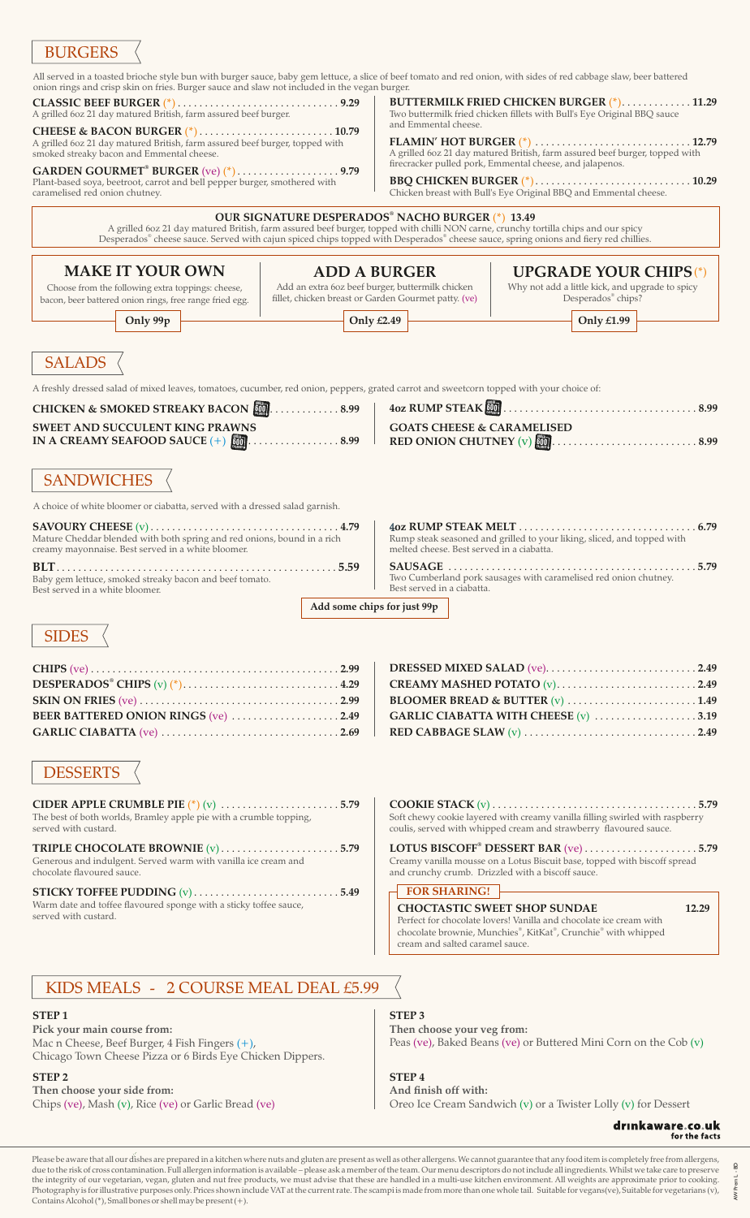## BURGERS

All served in a toasted brioche style bun with burger sauce, baby gem lettuce, a slice of beef tomato and red onion, with sides of red cabbage slaw, beer battered onion rings and crisp skin on fries. Burger sauce and slaw not included in the vegan burger.

**CLASSIC BEEF BURGER** (*) .............................. **9.29**
A grilled 6oz 21 day matured British, farm assured beef burger.

**CHEESE & BACON BURGER** (*) .............................. **10.79**
A grilled 6oz 21 day matured British, farm assured beef burger, topped with smoked streaky bacon and Emmental cheese.

**GARDEN GOURMET® BURGER** (ve) (*) .............................. **9.79**
Plant-based soya, beetroot, carrot and bell pepper burger, smothered with caramelised red onion chutney.

**BUTTERMILK FRIED CHICKEN BURGER** (*) .............................. **11.29**
Two buttermilk fried chicken fillets with Bull's Eye Original BBQ sauce and Emmental cheese.

**FLAMIN' HOT BURGER** (*) .............................. **12.79**
A grilled 6oz 21 day matured British, farm assured beef burger, topped with firecracker pulled pork, Emmental cheese, and jalapenos.

**BBQ CHICKEN BURGER** (*) .............................. **10.29**
Chicken breast with Bull's Eye Original BBQ and Emmental cheese.

**OUR SIGNATURE DESPERADOS® NACHO BURGER** (*) **13.49**
A grilled 6oz 21 day matured British, farm assured beef burger, topped with chilli NON carne, crunchy tortilla chips and our spicy Desperados® cheese sauce. Served with cajun spiced chips topped with Desperados® cheese sauce, spring onions and fiery red chillies.

### MAKE IT YOUR OWN
Choose from the following extra toppings: cheese, bacon, beer battered onion rings, free range fried egg.
**Only 99p**

### ADD A BURGER
Add an extra 6oz beef burger, buttermilk chicken fillet, chicken breast or Garden Gourmet patty. (ve)
**Only £2.49**

### UPGRADE YOUR CHIPS (*)
Why not add a little kick, and upgrade to spicy Desperados® chips?
**Only £1.99**

## SALADS

A freshly dressed salad of mixed leaves, tomatoes, cucumber, red onion, peppers, grated carrot and sweetcorn topped with your choice of:

**CHICKEN & SMOKED STREAKY BACON** .............................. **8.99**

**SWEET AND SUCCULENT KING PRAWNS IN A CREAMY SEAFOOD SAUCE** (+) .............................. **8.99**

**4oz RUMP STEAK** .............................. **8.99**

**GOATS CHEESE & CARAMELISED RED ONION CHUTNEY** (v) .............................. **8.99**

## SANDWICHES

A choice of white bloomer or ciabatta, served with a dressed salad garnish.

**SAVOURY CHEESE** (v) .............................. **4.79**
Mature Cheddar blended with both spring and red onions, bound in a rich creamy mayonnaise. Best served in a white bloomer.

**BLT** .............................. **5.59**
Baby gem lettuce, smoked streaky bacon and beef tomato. Best served in a white bloomer.

**4oz RUMP STEAK MELT** .............................. **6.79**
Rump steak seasoned and grilled to your liking, sliced, and topped with melted cheese. Best served in a ciabatta.

**SAUSAGE** .............................. **5.79**
Two Cumberland pork sausages with caramelised red onion chutney. Best served in a ciabatta.

**Add some chips for just 99p**

## SIDES

**CHIPS** (ve) .............................. **2.99**
**DESPERADOS® CHIPS** (v) (*) .............................. **4.29**
**SKIN ON FRIES** (ve) .............................. **2.99**
**BEER BATTERED ONION RINGS** (ve) .............................. **2.49**
**GARLIC CIABATTA** (ve) .............................. **2.69**
**DRESSED MIXED SALAD** (ve) .............................. **2.49**
**CREAMY MASHED POTATO** (v) .............................. **2.49**
**BLOOMER BREAD & BUTTER** (v) .............................. **1.49**
**GARLIC CIABATTA WITH CHEESE** (v) .............................. **3.19**
**RED CABBAGE SLAW** (v) .............................. **2.49**

## DESSERTS

**CIDER APPLE CRUMBLE PIE** (*) (v) .............................. **5.79**
The best of both worlds, Bramley apple pie with a crumble topping, served with custard.

**TRIPLE CHOCOLATE BROWNIE** (v) .............................. **5.79**
Generous and indulgent. Served warm with vanilla ice cream and chocolate flavoured sauce.

**STICKY TOFFEE PUDDING** (v) .............................. **5.49**
Warm date and toffee flavoured sponge with a sticky toffee sauce, served with custard.

**COOKIE STACK** (v) .............................. **5.79**
Soft chewy cookie layered with creamy vanilla filling swirled with raspberry coulis, served with whipped cream and strawberry flavoured sauce.

**LOTUS BISCOFF® DESSERT BAR** (ve) .............................. **5.79**
Creamy vanilla mousse on a Lotus Biscuit base, topped with biscoff spread and crunchy crumb. Drizzled with a biscoff sauce.

**FOR SHARING!**

**CHOCTASTIC SWEET SHOP SUNDAE** **12.29**
Perfect for chocolate lovers! Vanilla and chocolate ice cream with chocolate brownie, Munchies®, KitKat®, Crunchie® with whipped cream and salted caramel sauce.

## KIDS MEALS - 2 COURSE MEAL DEAL £5.99

**STEP 1**
**Pick your main course from:**
Mac n Cheese, Beef Burger, 4 Fish Fingers (+), Chicago Town Cheese Pizza or 6 Birds Eye Chicken Dippers.

**STEP 2**
**Then choose your side from:**
Chips (ve), Mash (v), Rice (ve) or Garlic Bread (ve)

**STEP 3**
**Then choose your veg from:**
Peas (ve), Baked Beans (ve) or Buttered Mini Corn on the Cob (v)

**STEP 4**
**And finish off with:**
Oreo Ice Cream Sandwich (v) or a Twister Lolly (v) for Dessert

drinkaware.co.uk for the facts

Please be aware that all our dishes are prepared in a kitchen where nuts and gluten are present as well as other allergens. We cannot guarantee that any food item is completely free from allergens, due to the risk of cross contamination. Full allergen information is available – please ask a member of the team. Our menu descriptors do not include all ingredients. Whilst we take care to preserve the integrity of our vegetarian, vegan, gluten and nut free products, we must advise that these are handled in a multi-use kitchen environment. All weights are approximate prior to cooking. Photography is for illustrative purposes only. Prices shown include VAT at the current rate. The scampi is made from more than one whole tail. Suitable for vegans (ve), Suitable for vegetarians (v), Contains Alcohol (*), Small bones or shell may be present (+).